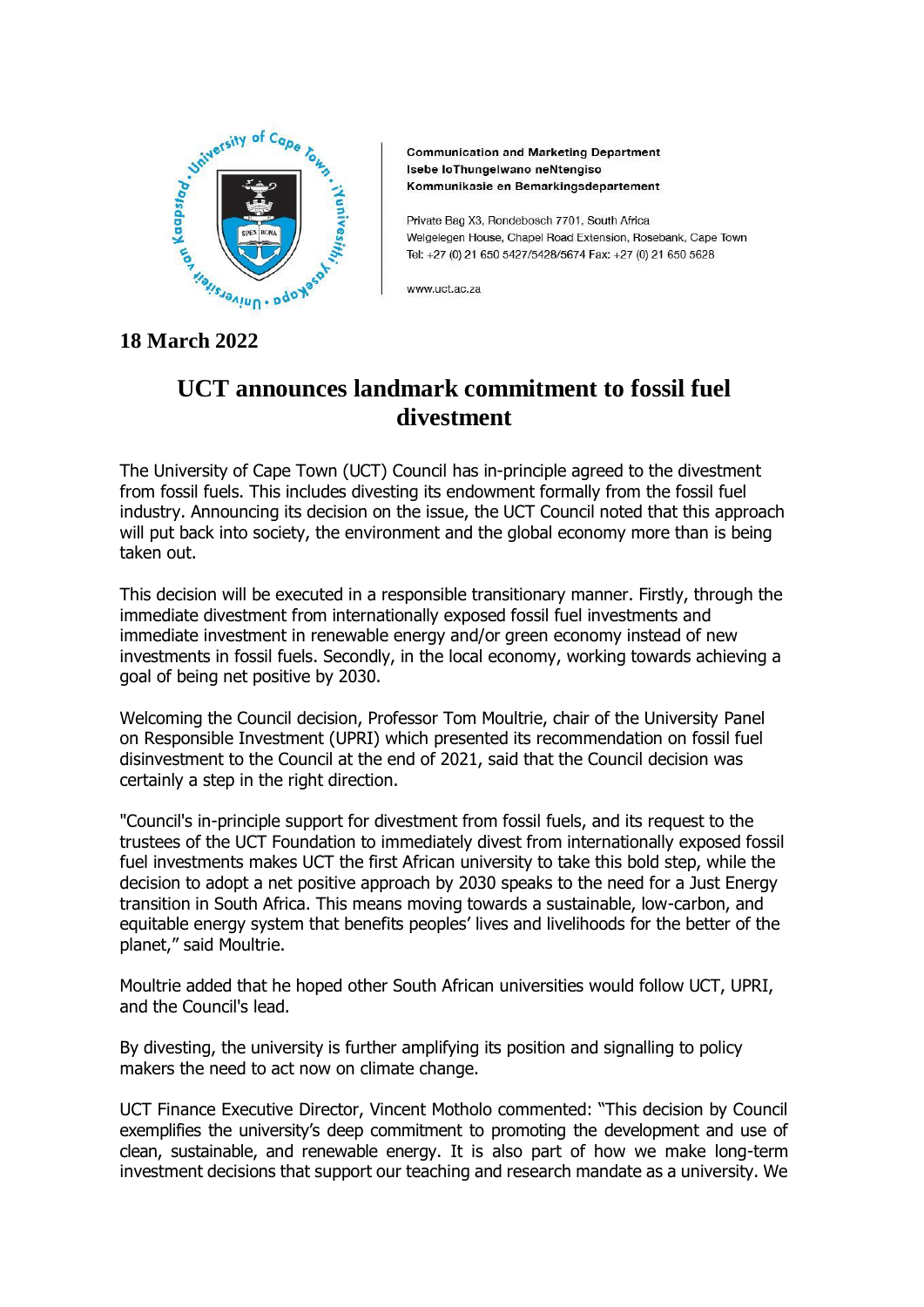**Communication and Marketing Department**
**Isebe loThungelwano neNtengiso**
**Kommunikasie en Bemarkingsdepartement**

Private Bag X3, Rondebosch 7701, South Africa
Welgelegen House, Chapel Road Extension, Rosebank, Cape Town
Tel: +27 (0) 21 650 5427/5428/5674 Fax: +27 (0) 21 650 5628

www.uct.ac.za

**18 March 2022**

# UCT announces landmark commitment to fossil fuel divestment

The University of Cape Town (UCT) Council has in-principle agreed to the divestment from fossil fuels. This includes divesting its endowment formally from the fossil fuel industry. Announcing its decision on the issue, the UCT Council noted that this approach will put back into society, the environment and the global economy more than is being taken out.

This decision will be executed in a responsible transitionary manner. Firstly, through the immediate divestment from internationally exposed fossil fuel investments and immediate investment in renewable energy and/or green economy instead of new investments in fossil fuels. Secondly, in the local economy, working towards achieving a goal of being net positive by 2030.

Welcoming the Council decision, Professor Tom Moultrie, chair of the University Panel on Responsible Investment (UPRI) which presented its recommendation on fossil fuel disinvestment to the Council at the end of 2021, said that the Council decision was certainly a step in the right direction.

"Council's in-principle support for divestment from fossil fuels, and its request to the trustees of the UCT Foundation to immediately divest from internationally exposed fossil fuel investments makes UCT the first African university to take this bold step, while the decision to adopt a net positive approach by 2030 speaks to the need for a Just Energy transition in South Africa. This means moving towards a sustainable, low-carbon, and equitable energy system that benefits peoples' lives and livelihoods for the better of the planet," said Moultrie.

Moultrie added that he hoped other South African universities would follow UCT, UPRI, and the Council's lead.

By divesting, the university is further amplifying its position and signalling to policy makers the need to act now on climate change.

UCT Finance Executive Director, Vincent Motholo commented: "This decision by Council exemplifies the university's deep commitment to promoting the development and use of clean, sustainable, and renewable energy. It is also part of how we make long-term investment decisions that support our teaching and research mandate as a university. We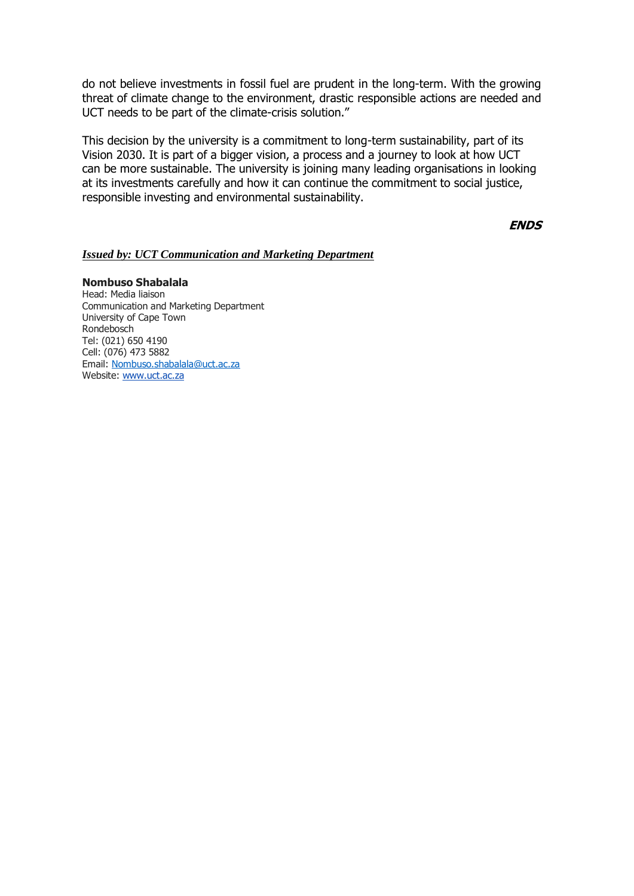do not believe investments in fossil fuel are prudent in the long-term. With the growing threat of climate change to the environment, drastic responsible actions are needed and UCT needs to be part of the climate-crisis solution."

This decision by the university is a commitment to long-term sustainability, part of its Vision 2030. It is part of a bigger vision, a process and a journey to look at how UCT can be more sustainable. The university is joining many leading organisations in looking at its investments carefully and how it can continue the commitment to social justice, responsible investing and environmental sustainability.

***ENDS***

***Issued by: UCT Communication and Marketing Department***

**Nombuso Shabalala**
Head: Media liaison
Communication and Marketing Department
University of Cape Town
Rondebosch
Tel: (021) 650 4190
Cell: (076) 473 5882
Email: Nombuso.shabalala@uct.ac.za
Website: www.uct.ac.za